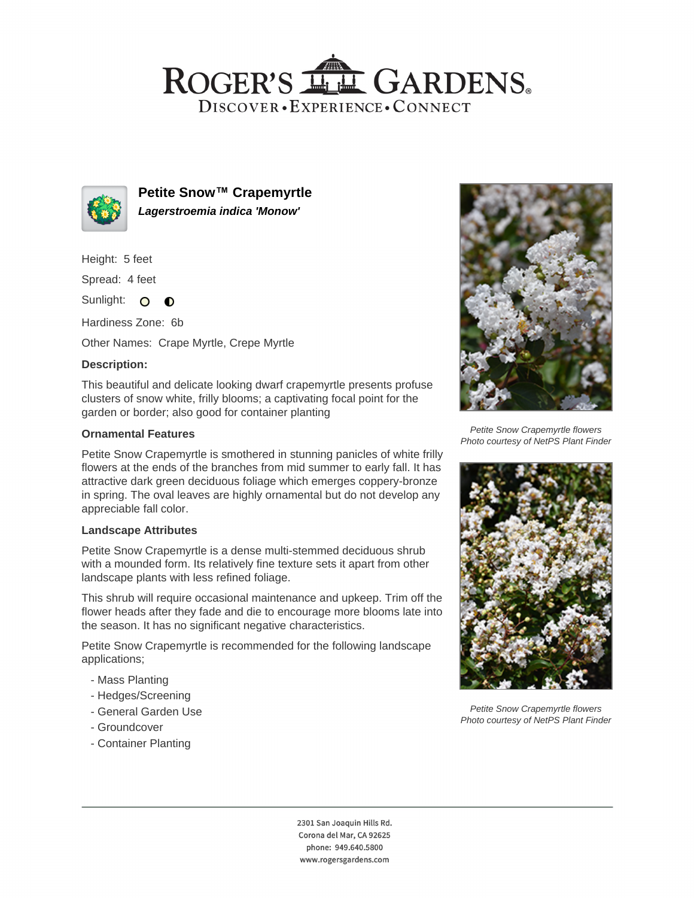# ROGER'S GARDENS

DISCOVER • EXPERIENCE • CONNECT

## Petite Snow™ Crapemyrtle

***Lagerstroemia indica 'Monow'***

Height: 5 feet

Spread: 4 feet

Sunlight:

Hardiness Zone: 6b

Other Names: Crape Myrtle, Crepe Myrtle

### Description:

This beautiful and delicate looking dwarf crapemyrtle presents profuse clusters of snow white, frilly blooms; a captivating focal point for the garden or border; also good for container planting

### Ornamental Features

Petite Snow Crapemyrtle is smothered in stunning panicles of white frilly flowers at the ends of the branches from mid summer to early fall. It has attractive dark green deciduous foliage which emerges coppery-bronze in spring. The oval leaves are highly ornamental but do not develop any appreciable fall color.

### Landscape Attributes

Petite Snow Crapemyrtle is a dense multi-stemmed deciduous shrub with a mounded form. Its relatively fine texture sets it apart from other landscape plants with less refined foliage.

This shrub will require occasional maintenance and upkeep. Trim off the flower heads after they fade and die to encourage more blooms late into the season. It has no significant negative characteristics.

Petite Snow Crapemyrtle is recommended for the following landscape applications;

- Mass Planting
- Hedges/Screening
- General Garden Use
- Groundcover
- Container Planting

*Petite Snow Crapemyrtle flowers*
*Photo courtesy of NetPS Plant Finder*

*Petite Snow Crapemyrtle flowers*
*Photo courtesy of NetPS Plant Finder*

2301 San Joaquin Hills Rd.
Corona del Mar, CA 92625
phone: 949.640.5800
www.rogersgardens.com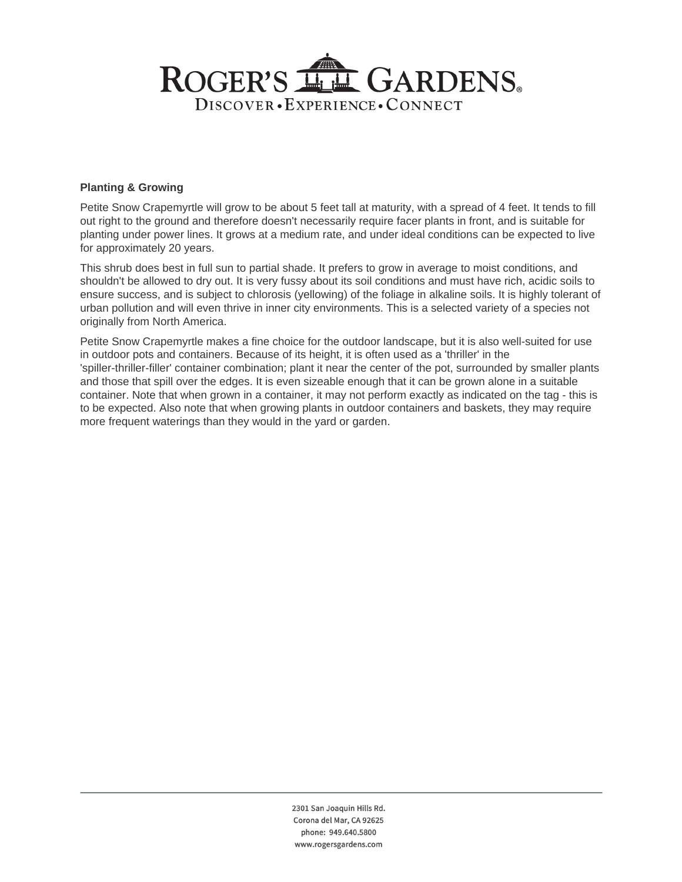### Planting & Growing

Petite Snow Crapemyrtle will grow to be about 5 feet tall at maturity, with a spread of 4 feet. It tends to fill out right to the ground and therefore doesn't necessarily require facer plants in front, and is suitable for planting under power lines. It grows at a medium rate, and under ideal conditions can be expected to live for approximately 20 years.

This shrub does best in full sun to partial shade. It prefers to grow in average to moist conditions, and shouldn't be allowed to dry out. It is very fussy about its soil conditions and must have rich, acidic soils to ensure success, and is subject to chlorosis (yellowing) of the foliage in alkaline soils. It is highly tolerant of urban pollution and will even thrive in inner city environments. This is a selected variety of a species not originally from North America.

Petite Snow Crapemyrtle makes a fine choice for the outdoor landscape, but it is also well-suited for use in outdoor pots and containers. Because of its height, it is often used as a 'thriller' in the 'spiller-thriller-filler' container combination; plant it near the center of the pot, surrounded by smaller plants and those that spill over the edges. It is even sizeable enough that it can be grown alone in a suitable container. Note that when grown in a container, it may not perform exactly as indicated on the tag - this is to be expected. Also note that when growing plants in outdoor containers and baskets, they may require more frequent waterings than they would in the yard or garden.